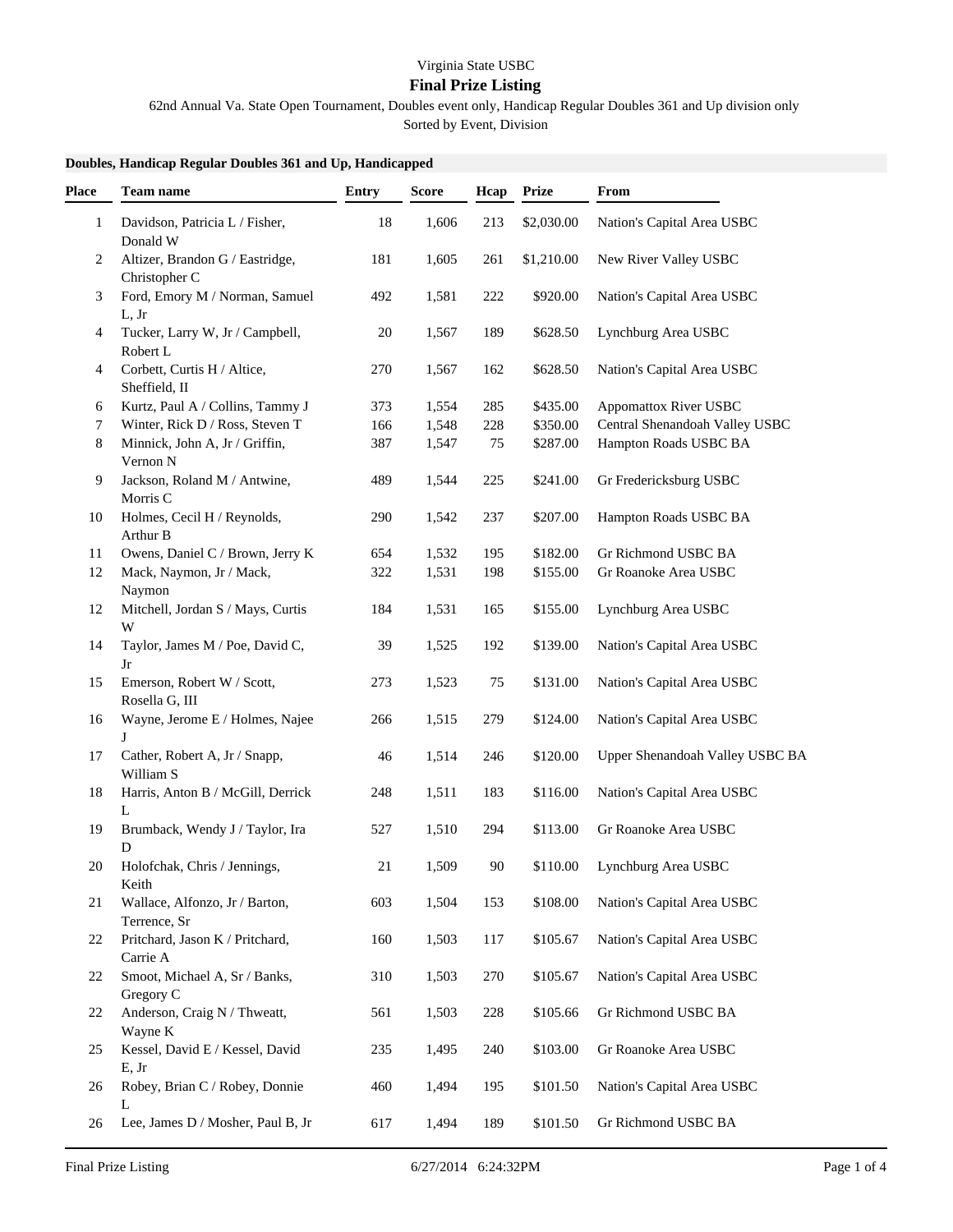Virginia State USBC

**Final Prize Listing**

62nd Annual Va. State Open Tournament, Doubles event only, Handicap Regular Doubles 361 and Up division only

Sorted by Event, Division

**Doubles, Handicap Regular Doubles 361 and Up, Handicapped**

| Place | Team name | Entry | Score | Hcap | Prize | From |
|---|---|---|---|---|---|---|
| 1 | Davidson, Patricia L / Fisher, Donald W | 18 | 1,606 | 213 | $2,030.00 | Nation's Capital Area USBC |
| 2 | Altizer, Brandon G / Eastridge, Christopher C | 181 | 1,605 | 261 | $1,210.00 | New River Valley USBC |
| 3 | Ford, Emory M / Norman, Samuel L, Jr | 492 | 1,581 | 222 | $920.00 | Nation's Capital Area USBC |
| 4 | Tucker, Larry W, Jr / Campbell, Robert L | 20 | 1,567 | 189 | $628.50 | Lynchburg Area USBC |
| 4 | Corbett, Curtis H / Altice, Sheffield, II | 270 | 1,567 | 162 | $628.50 | Nation's Capital Area USBC |
| 6 | Kurtz, Paul A / Collins, Tammy J | 373 | 1,554 | 285 | $435.00 | Appomattox River USBC |
| 7 | Winter, Rick D / Ross, Steven T | 166 | 1,548 | 228 | $350.00 | Central Shenandoah Valley USBC |
| 8 | Minnick, John A, Jr / Griffin, Vernon N | 387 | 1,547 | 75 | $287.00 | Hampton Roads USBC BA |
| 9 | Jackson, Roland M / Antwine, Morris C | 489 | 1,544 | 225 | $241.00 | Gr Fredericksburg USBC |
| 10 | Holmes, Cecil H / Reynolds, Arthur B | 290 | 1,542 | 237 | $207.00 | Hampton Roads USBC BA |
| 11 | Owens, Daniel C / Brown, Jerry K | 654 | 1,532 | 195 | $182.00 | Gr Richmond USBC BA |
| 12 | Mack, Naymon, Jr / Mack, Naymon | 322 | 1,531 | 198 | $155.00 | Gr Roanoke Area USBC |
| 12 | Mitchell, Jordan S / Mays, Curtis W | 184 | 1,531 | 165 | $155.00 | Lynchburg Area USBC |
| 14 | Taylor, James M / Poe, David C, Jr | 39 | 1,525 | 192 | $139.00 | Nation's Capital Area USBC |
| 15 | Emerson, Robert W / Scott, Rosella G, III | 273 | 1,523 | 75 | $131.00 | Nation's Capital Area USBC |
| 16 | Wayne, Jerome E / Holmes, Najee J | 266 | 1,515 | 279 | $124.00 | Nation's Capital Area USBC |
| 17 | Cather, Robert A, Jr / Snapp, William S | 46 | 1,514 | 246 | $120.00 | Upper Shenandoah Valley USBC BA |
| 18 | Harris, Anton B / McGill, Derrick L | 248 | 1,511 | 183 | $116.00 | Nation's Capital Area USBC |
| 19 | Brumback, Wendy J / Taylor, Ira D | 527 | 1,510 | 294 | $113.00 | Gr Roanoke Area USBC |
| 20 | Holofchak, Chris / Jennings, Keith | 21 | 1,509 | 90 | $110.00 | Lynchburg Area USBC |
| 21 | Wallace, Alfonzo, Jr / Barton, Terrence, Sr | 603 | 1,504 | 153 | $108.00 | Nation's Capital Area USBC |
| 22 | Pritchard, Jason K / Pritchard, Carrie A | 160 | 1,503 | 117 | $105.67 | Nation's Capital Area USBC |
| 22 | Smoot, Michael A, Sr / Banks, Gregory C | 310 | 1,503 | 270 | $105.67 | Nation's Capital Area USBC |
| 22 | Anderson, Craig N / Thweatt, Wayne K | 561 | 1,503 | 228 | $105.66 | Gr Richmond USBC BA |
| 25 | Kessel, David E / Kessel, David E, Jr | 235 | 1,495 | 240 | $103.00 | Gr Roanoke Area USBC |
| 26 | Robey, Brian C / Robey, Donnie L | 460 | 1,494 | 195 | $101.50 | Nation's Capital Area USBC |
| 26 | Lee, James D / Mosher, Paul B, Jr | 617 | 1,494 | 189 | $101.50 | Gr Richmond USBC BA |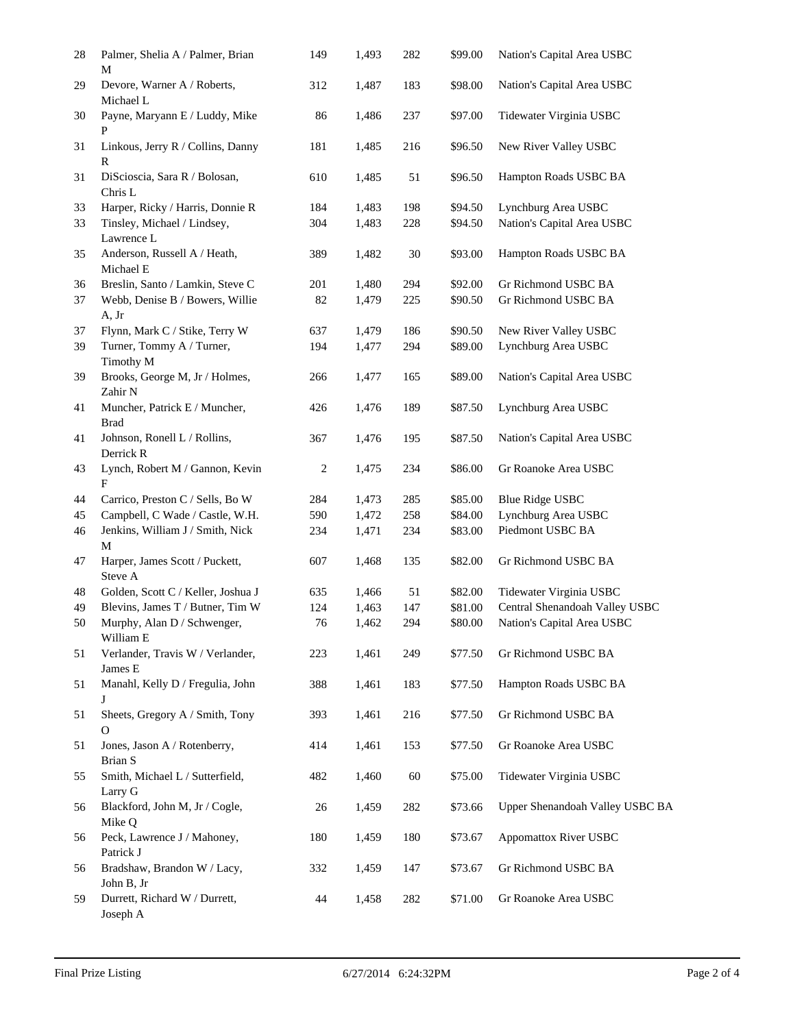| | | | | | | |
|---|---|---|---|---|---|---|
| 28 | Palmer, Shelia A / Palmer, Brian M | 149 | 1,493 | 282 | $99.00 | Nation's Capital Area USBC |
| 29 | Devore, Warner A / Roberts, Michael L | 312 | 1,487 | 183 | $98.00 | Nation's Capital Area USBC |
| 30 | Payne, Maryann E / Luddy, Mike P | 86 | 1,486 | 237 | $97.00 | Tidewater Virginia USBC |
| 31 | Linkous, Jerry R / Collins, Danny R | 181 | 1,485 | 216 | $96.50 | New River Valley USBC |
| 31 | DiScioscia, Sara R / Bolosan, Chris L | 610 | 1,485 | 51 | $96.50 | Hampton Roads USBC BA |
| 33 | Harper, Ricky / Harris, Donnie R | 184 | 1,483 | 198 | $94.50 | Lynchburg Area USBC |
| 33 | Tinsley, Michael / Lindsey, Lawrence L | 304 | 1,483 | 228 | $94.50 | Nation's Capital Area USBC |
| 35 | Anderson, Russell A / Heath, Michael E | 389 | 1,482 | 30 | $93.00 | Hampton Roads USBC BA |
| 36 | Breslin, Santo / Lamkin, Steve C | 201 | 1,480 | 294 | $92.00 | Gr Richmond USBC BA |
| 37 | Webb, Denise B / Bowers, Willie A, Jr | 82 | 1,479 | 225 | $90.50 | Gr Richmond USBC BA |
| 37 | Flynn, Mark C / Stike, Terry W | 637 | 1,479 | 186 | $90.50 | New River Valley USBC |
| 39 | Turner, Tommy A / Turner, Timothy M | 194 | 1,477 | 294 | $89.00 | Lynchburg Area USBC |
| 39 | Brooks, George M, Jr / Holmes, Zahir N | 266 | 1,477 | 165 | $89.00 | Nation's Capital Area USBC |
| 41 | Muncher, Patrick E / Muncher, Brad | 426 | 1,476 | 189 | $87.50 | Lynchburg Area USBC |
| 41 | Johnson, Ronell L / Rollins, Derrick R | 367 | 1,476 | 195 | $87.50 | Nation's Capital Area USBC |
| 43 | Lynch, Robert M / Gannon, Kevin F | 2 | 1,475 | 234 | $86.00 | Gr Roanoke Area USBC |
| 44 | Carrico, Preston C / Sells, Bo W | 284 | 1,473 | 285 | $85.00 | Blue Ridge USBC |
| 45 | Campbell, C Wade / Castle, W.H. | 590 | 1,472 | 258 | $84.00 | Lynchburg Area USBC |
| 46 | Jenkins, William J / Smith, Nick M | 234 | 1,471 | 234 | $83.00 | Piedmont USBC BA |
| 47 | Harper, James Scott / Puckett, Steve A | 607 | 1,468 | 135 | $82.00 | Gr Richmond USBC BA |
| 48 | Golden, Scott C / Keller, Joshua J | 635 | 1,466 | 51 | $82.00 | Tidewater Virginia USBC |
| 49 | Blevins, James T / Butner, Tim W | 124 | 1,463 | 147 | $81.00 | Central Shenandoah Valley USBC |
| 50 | Murphy, Alan D / Schwenger, William E | 76 | 1,462 | 294 | $80.00 | Nation's Capital Area USBC |
| 51 | Verlander, Travis W / Verlander, James E | 223 | 1,461 | 249 | $77.50 | Gr Richmond USBC BA |
| 51 | Manahl, Kelly D / Fregulia, John J | 388 | 1,461 | 183 | $77.50 | Hampton Roads USBC BA |
| 51 | Sheets, Gregory A / Smith, Tony O | 393 | 1,461 | 216 | $77.50 | Gr Richmond USBC BA |
| 51 | Jones, Jason A / Rotenberry, Brian S | 414 | 1,461 | 153 | $77.50 | Gr Roanoke Area USBC |
| 55 | Smith, Michael L / Sutterfield, Larry G | 482 | 1,460 | 60 | $75.00 | Tidewater Virginia USBC |
| 56 | Blackford, John M, Jr / Cogle, Mike Q | 26 | 1,459 | 282 | $73.66 | Upper Shenandoah Valley USBC BA |
| 56 | Peck, Lawrence J / Mahoney, Patrick J | 180 | 1,459 | 180 | $73.67 | Appomattox River USBC |
| 56 | Bradshaw, Brandon W / Lacy, John B, Jr | 332 | 1,459 | 147 | $73.67 | Gr Richmond USBC BA |
| 59 | Durrett, Richard W / Durrett, Joseph A | 44 | 1,458 | 282 | $71.00 | Gr Roanoke Area USBC |

Final Prize Listing 6/27/2014 6:24:32PM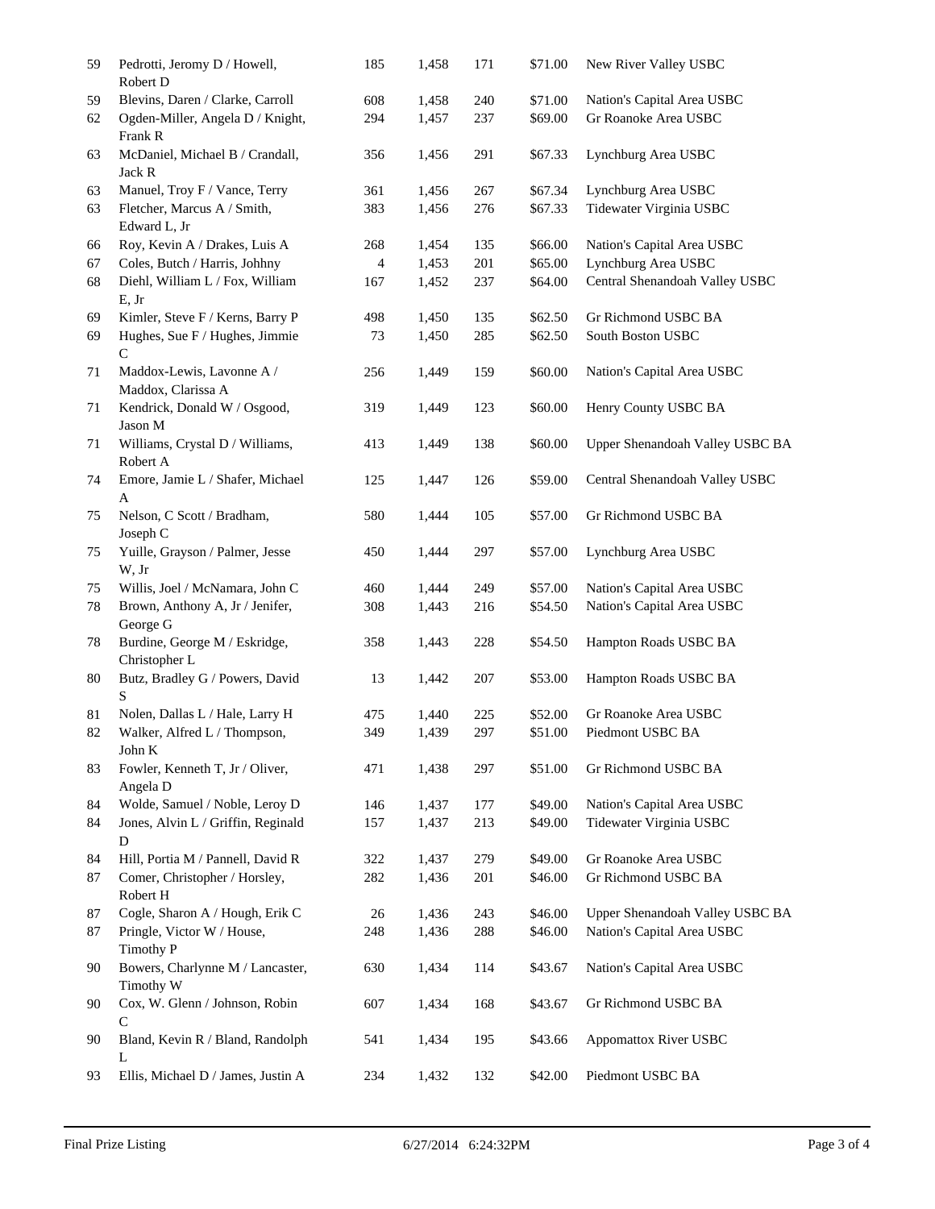| | | | | | | |
|---|---|---|---|---|---|---|
| 59 | Pedrotti, Jeromy D / Howell, Robert D | 185 | 1,458 | 171 | $71.00 | New River Valley USBC |
| 59 | Blevins, Daren / Clarke, Carroll | 608 | 1,458 | 240 | $71.00 | Nation's Capital Area USBC |
| 62 | Ogden-Miller, Angela D / Knight, Frank R | 294 | 1,457 | 237 | $69.00 | Gr Roanoke Area USBC |
| 63 | McDaniel, Michael B / Crandall, Jack R | 356 | 1,456 | 291 | $67.33 | Lynchburg Area USBC |
| 63 | Manuel, Troy F / Vance, Terry | 361 | 1,456 | 267 | $67.34 | Lynchburg Area USBC |
| 63 | Fletcher, Marcus A / Smith, Edward L, Jr | 383 | 1,456 | 276 | $67.33 | Tidewater Virginia USBC |
| 66 | Roy, Kevin A / Drakes, Luis A | 268 | 1,454 | 135 | $66.00 | Nation's Capital Area USBC |
| 67 | Coles, Butch / Harris, Johhny | 4 | 1,453 | 201 | $65.00 | Lynchburg Area USBC |
| 68 | Diehl, William L / Fox, William E, Jr | 167 | 1,452 | 237 | $64.00 | Central Shenandoah Valley USBC |
| 69 | Kimler, Steve F / Kerns, Barry P | 498 | 1,450 | 135 | $62.50 | Gr Richmond USBC BA |
| 69 | Hughes, Sue F / Hughes, Jimmie C | 73 | 1,450 | 285 | $62.50 | South Boston USBC |
| 71 | Maddox-Lewis, Lavonne A / Maddox, Clarissa A | 256 | 1,449 | 159 | $60.00 | Nation's Capital Area USBC |
| 71 | Kendrick, Donald W / Osgood, Jason M | 319 | 1,449 | 123 | $60.00 | Henry County USBC BA |
| 71 | Williams, Crystal D / Williams, Robert A | 413 | 1,449 | 138 | $60.00 | Upper Shenandoah Valley USBC BA |
| 74 | Emore, Jamie L / Shafer, Michael A | 125 | 1,447 | 126 | $59.00 | Central Shenandoah Valley USBC |
| 75 | Nelson, C Scott / Bradham, Joseph C | 580 | 1,444 | 105 | $57.00 | Gr Richmond USBC BA |
| 75 | Yuille, Grayson / Palmer, Jesse W, Jr | 450 | 1,444 | 297 | $57.00 | Lynchburg Area USBC |
| 75 | Willis, Joel / McNamara, John C | 460 | 1,444 | 249 | $57.00 | Nation's Capital Area USBC |
| 78 | Brown, Anthony A, Jr / Jenifer, George G | 308 | 1,443 | 216 | $54.50 | Nation's Capital Area USBC |
| 78 | Burdine, George M / Eskridge, Christopher L | 358 | 1,443 | 228 | $54.50 | Hampton Roads USBC BA |
| 80 | Butz, Bradley G / Powers, David S | 13 | 1,442 | 207 | $53.00 | Hampton Roads USBC BA |
| 81 | Nolen, Dallas L / Hale, Larry H | 475 | 1,440 | 225 | $52.00 | Gr Roanoke Area USBC |
| 82 | Walker, Alfred L / Thompson, John K | 349 | 1,439 | 297 | $51.00 | Piedmont USBC BA |
| 83 | Fowler, Kenneth T, Jr / Oliver, Angela D | 471 | 1,438 | 297 | $51.00 | Gr Richmond USBC BA |
| 84 | Wolde, Samuel / Noble, Leroy D | 146 | 1,437 | 177 | $49.00 | Nation's Capital Area USBC |
| 84 | Jones, Alvin L / Griffin, Reginald D | 157 | 1,437 | 213 | $49.00 | Tidewater Virginia USBC |
| 84 | Hill, Portia M / Pannell, David R | 322 | 1,437 | 279 | $49.00 | Gr Roanoke Area USBC |
| 87 | Comer, Christopher / Horsley, Robert H | 282 | 1,436 | 201 | $46.00 | Gr Richmond USBC BA |
| 87 | Cogle, Sharon A / Hough, Erik C | 26 | 1,436 | 243 | $46.00 | Upper Shenandoah Valley USBC BA |
| 87 | Pringle, Victor W / House, Timothy P | 248 | 1,436 | 288 | $46.00 | Nation's Capital Area USBC |
| 90 | Bowers, Charlynne M / Lancaster, Timothy W | 630 | 1,434 | 114 | $43.67 | Nation's Capital Area USBC |
| 90 | Cox, W. Glenn / Johnson, Robin C | 607 | 1,434 | 168 | $43.67 | Gr Richmond USBC BA |
| 90 | Bland, Kevin R / Bland, Randolph L | 541 | 1,434 | 195 | $43.66 | Appomattox River USBC |
| 93 | Ellis, Michael D / James, Justin A | 234 | 1,432 | 132 | $42.00 | Piedmont USBC BA |

Final Prize Listing 6/27/2014 6:24:32PM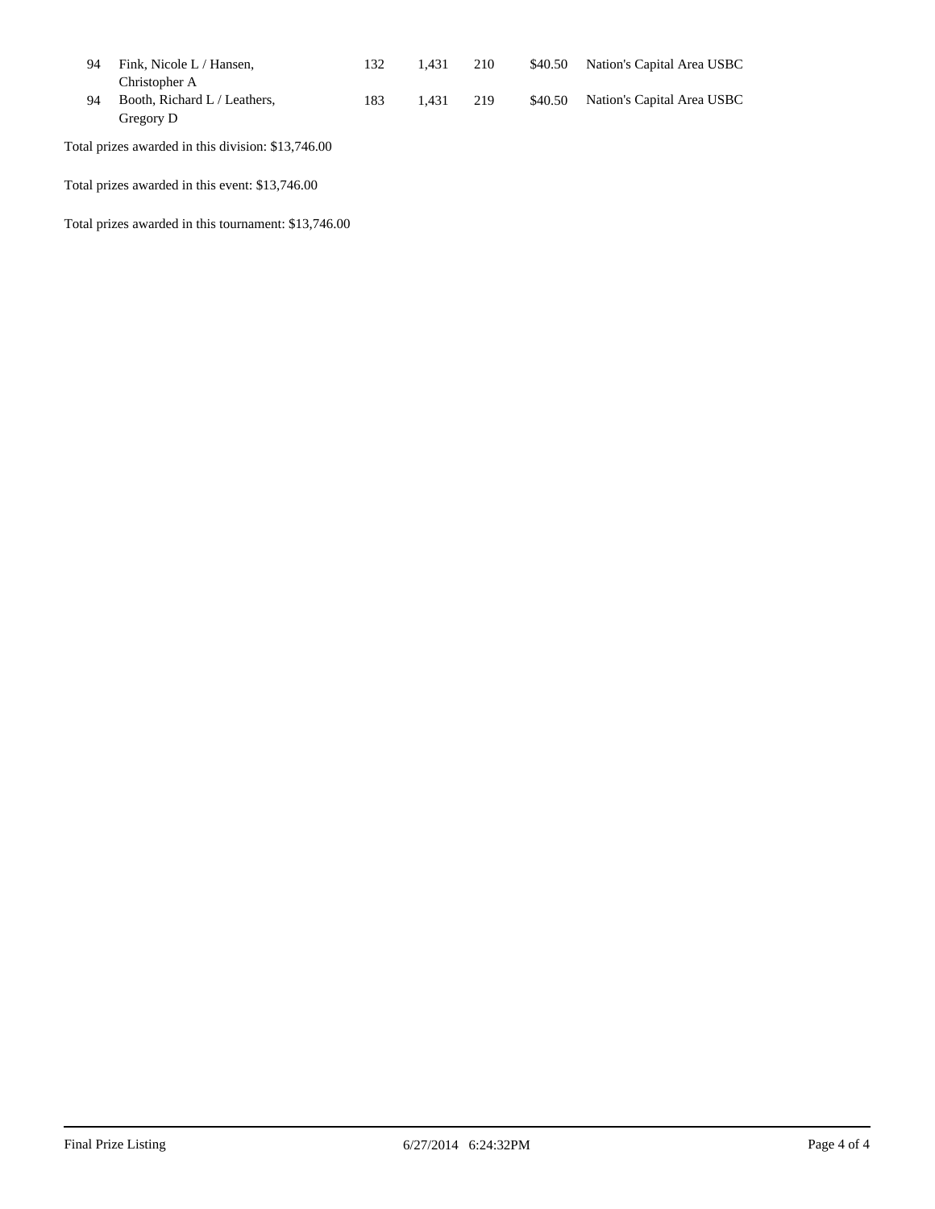| | | | | | | |
|---|---|---|---|---|---|---|
| 94 | Fink, Nicole L / Hansen, Christopher A | 132 | 1,431 | 210 | $40.50 | Nation's Capital Area USBC |
| 94 | Booth, Richard L / Leathers, Gregory D | 183 | 1,431 | 219 | $40.50 | Nation's Capital Area USBC |

Total prizes awarded in this division: $13,746.00

Total prizes awarded in this event: $13,746.00

Total prizes awarded in this tournament: $13,746.00